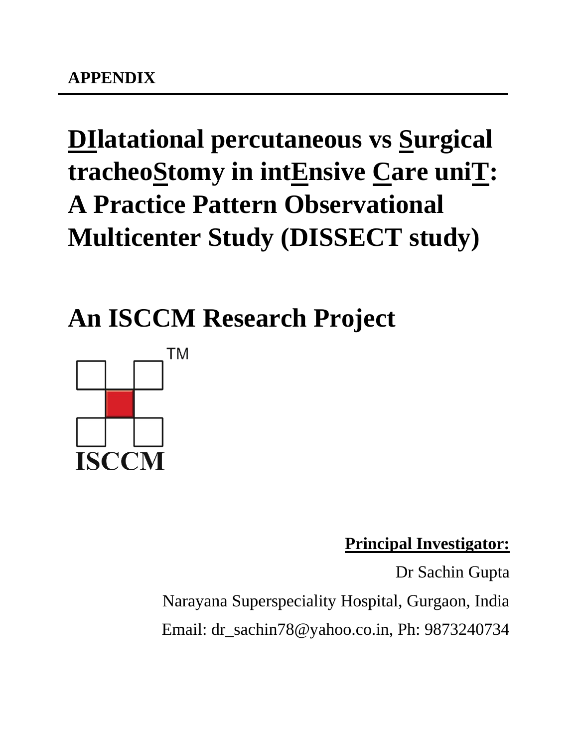**APPENDIX**

# DIlatational percutaneous vs Surgical tracheoStomy in intEnsive Care uniT: A Practice Pattern Observational Multicenter Study (DISSECT study)

# An ISCCM Research Project

ISCCM

**Principal Investigator:**

Dr Sachin Gupta

Narayana Superspeciality Hospital, Gurgaon, India

Email: dr_sachin78@yahoo.co.in, Ph: 9873240734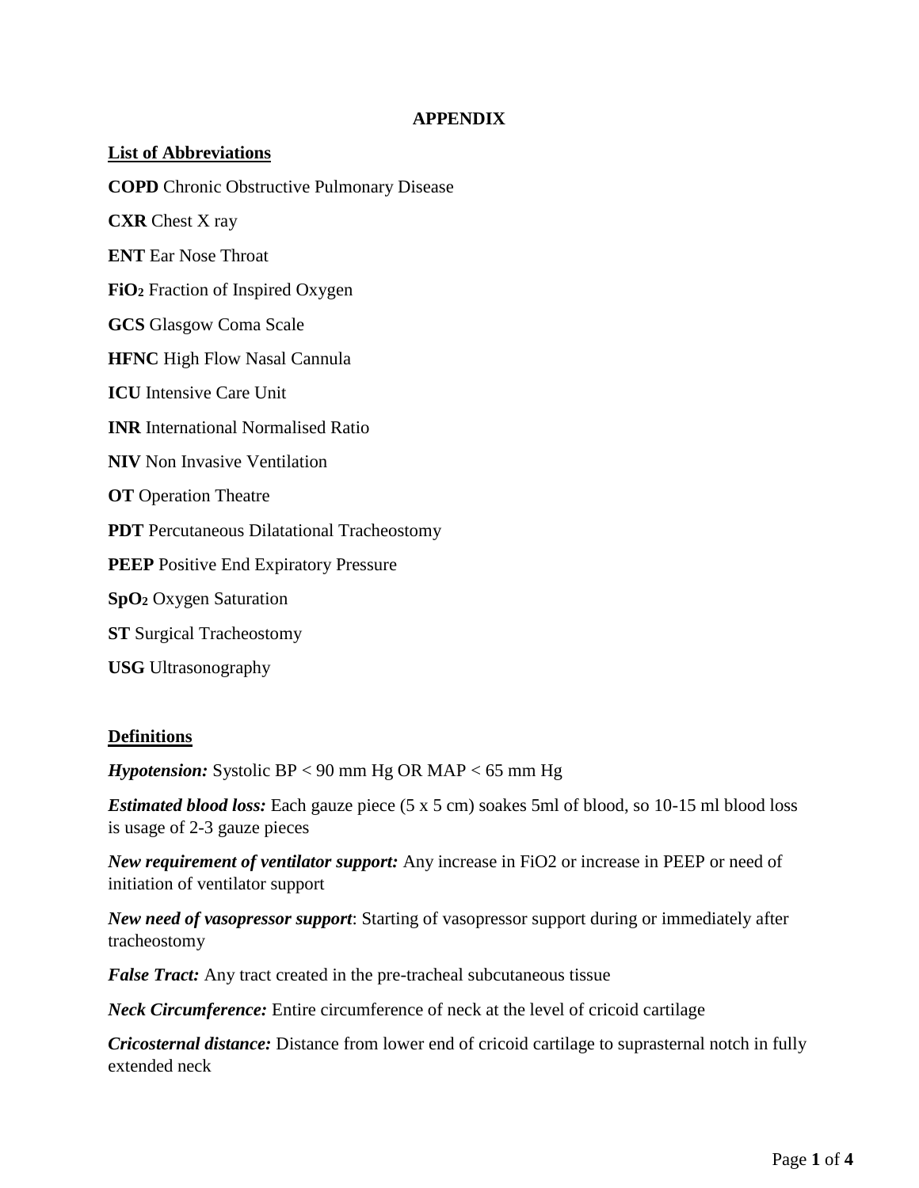# APPENDIX

## List of Abbreviations

**COPD** Chronic Obstructive Pulmonary Disease

**CXR** Chest X ray

**ENT** Ear Nose Throat

**$FiO_2$** Fraction of Inspired Oxygen

**GCS** Glasgow Coma Scale

**HFNC** High Flow Nasal Cannula

**ICU** Intensive Care Unit

**INR** International Normalised Ratio

**NIV** Non Invasive Ventilation

**OT** Operation Theatre

**PDT** Percutaneous Dilatational Tracheostomy

**PEEP** Positive End Expiratory Pressure

**$SpO_2$** Oxygen Saturation

**ST** Surgical Tracheostomy

**USG** Ultrasonography

## Definitions

***Hypotension:*** Systolic BP < 90 mm Hg OR MAP < 65 mm Hg

***Estimated blood loss:*** Each gauze piece (5 x 5 cm) soakes 5ml of blood, so 10-15 ml blood loss is usage of 2-3 gauze pieces

***New requirement of ventilator support:*** Any increase in FiO2 or increase in PEEP or need of initiation of ventilator support

***New need of vasopressor support***: Starting of vasopressor support during or immediately after tracheostomy

***False Tract:*** Any tract created in the pre-tracheal subcutaneous tissue

***Neck Circumference:*** Entire circumference of neck at the level of cricoid cartilage

***Cricosternal distance:*** Distance from lower end of cricoid cartilage to suprasternal notch in fully extended neck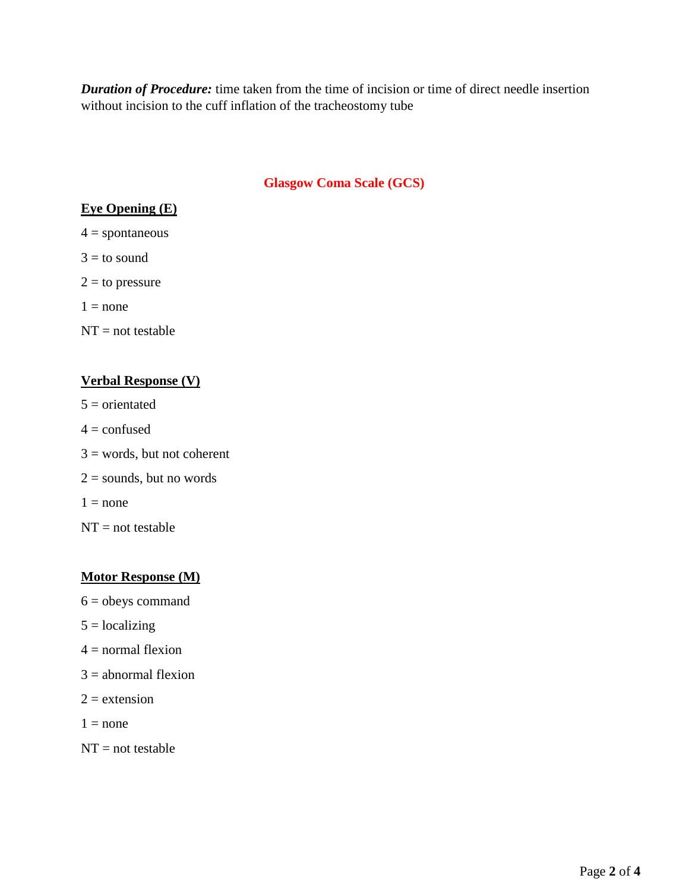***Duration of Procedure:*** time taken from the time of incision or time of direct needle insertion without incision to the cuff inflation of the tracheostomy tube

## Glasgow Coma Scale (GCS)

**Eye Opening (E)**

4 = spontaneous

3 = to sound

2 = to pressure

1 = none

NT = not testable

**Verbal Response (V)**

5 = orientated

4 = confused

3 = words, but not coherent

2 = sounds, but no words

1 = none

NT = not testable

**Motor Response (M)**

6 = obeys command

5 = localizing

4 = normal flexion

3 = abnormal flexion

2 = extension

1 = none

NT = not testable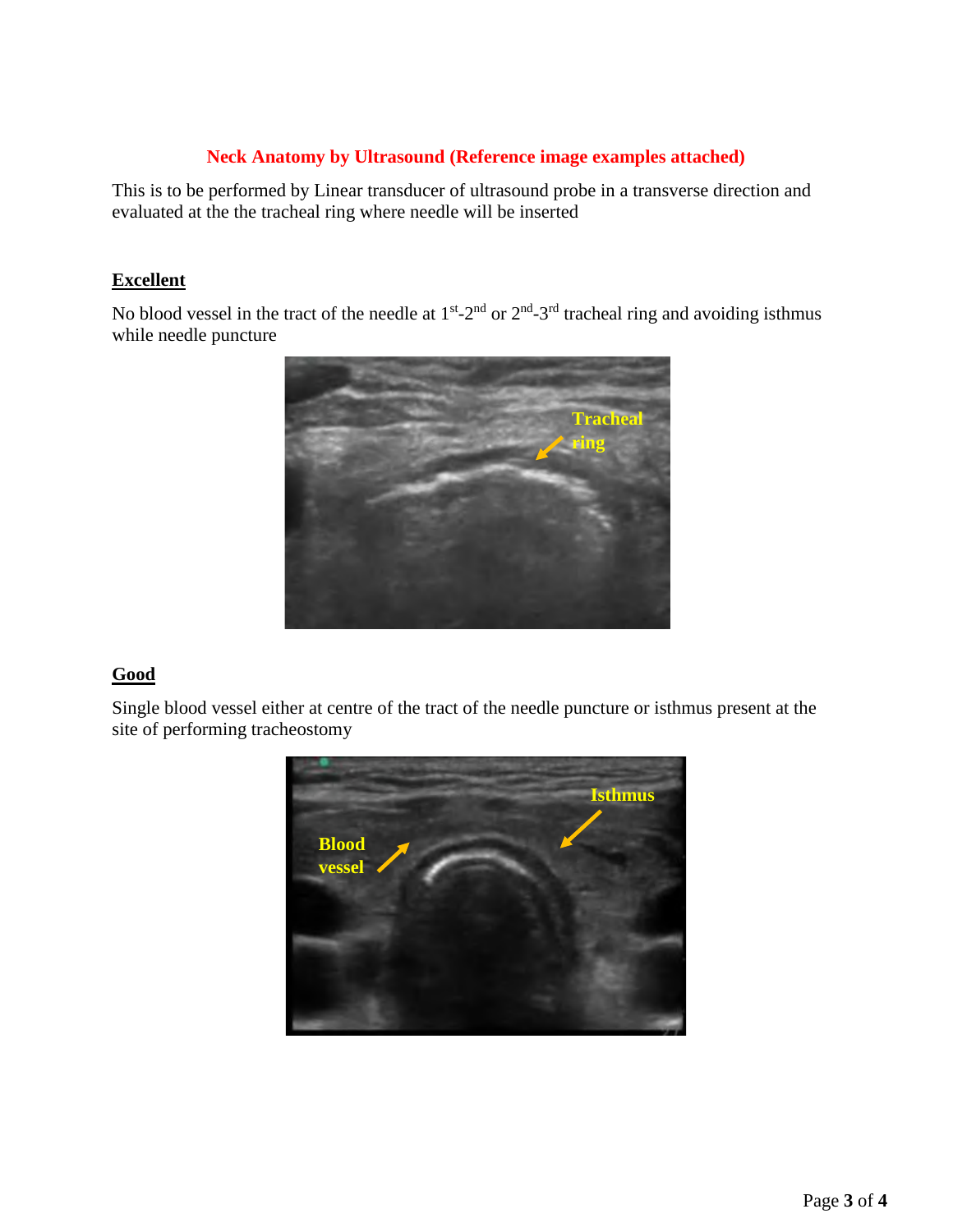## Neck Anatomy by Ultrasound (Reference image examples attached)

This is to be performed by Linear transducer of ultrasound probe in a transverse direction and evaluated at the the tracheal ring where needle will be inserted

### Excellent

No blood vessel in the tract of the needle at 1st-2nd or 2nd-3rd tracheal ring and avoiding isthmus while needle puncture

### Good

Single blood vessel either at centre of the tract of the needle puncture or isthmus present at the site of performing tracheostomy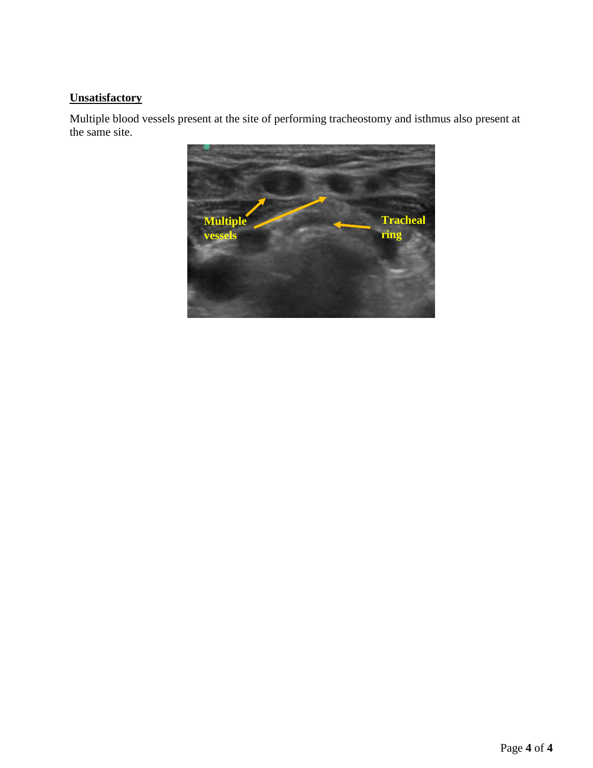**Unsatisfactory**

Multiple blood vessels present at the site of performing tracheostomy and isthmus also present at the same site.